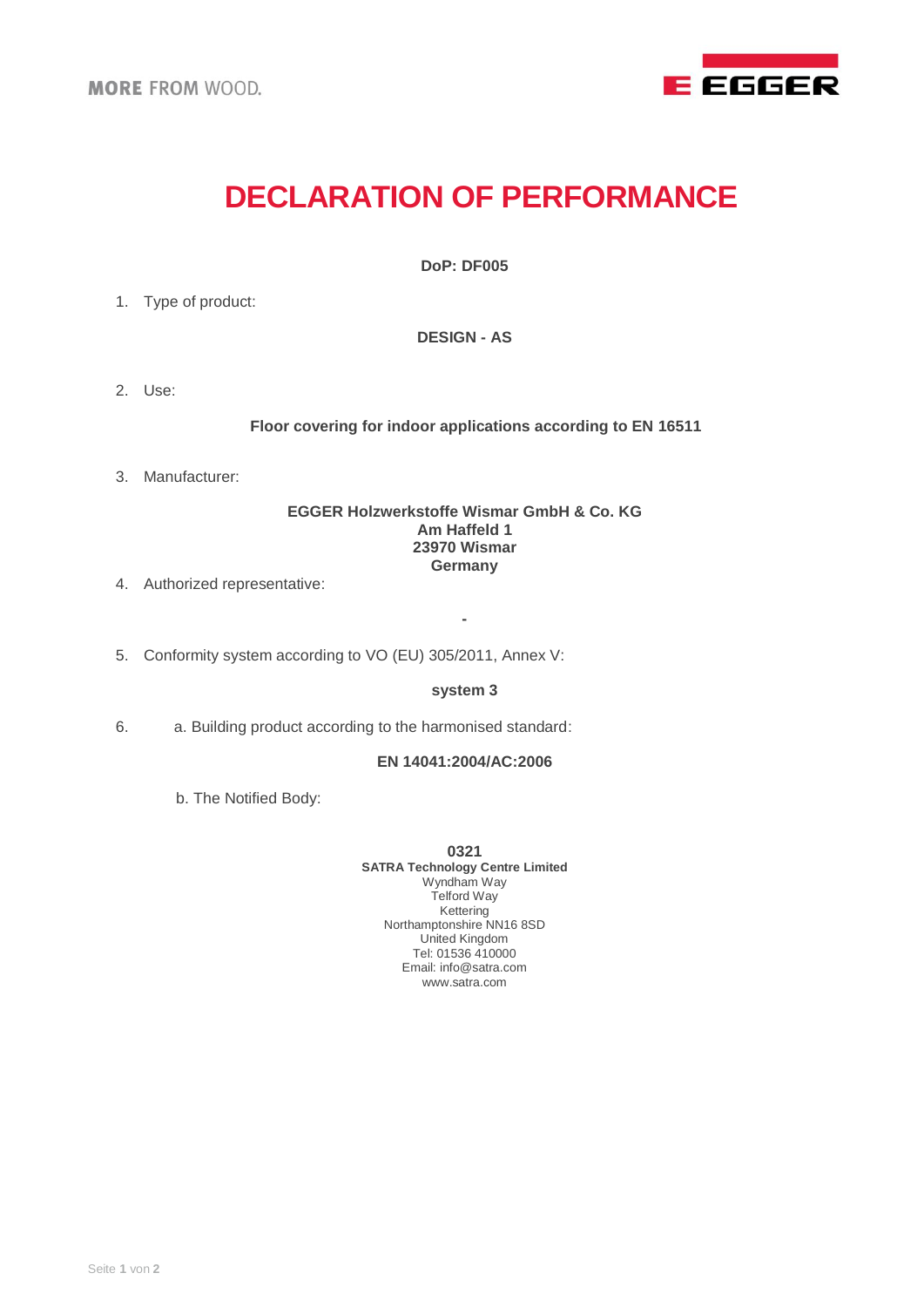MORE FROM WOOD.

EGGER

# DECLARATION OF PERFORMANCE

**DoP: DF005**

1. Type of product:

**DESIGN - AS**

2. Use:

**Floor covering for indoor applications according to EN 16511**

3. Manufacturer:

**EGGER Holzwerkstoffe Wismar GmbH & Co. KG**
**Am Haffeld 1**
**23970 Wismar**
**Germany**

4. Authorized representative:

**-**

5. Conformity system according to VO (EU) 305/2011, Annex V:

**system 3**

6. a. Building product according to the harmonised standard:

**EN 14041:2004/AC:2006**

b. The Notified Body:

**0321**
**SATRA Technology Centre Limited**
Wyndham Way
Telford Way
Kettering
Northamptonshire NN16 8SD
United Kingdom
Tel: 01536 410000
Email: info@satra.com
www.satra.com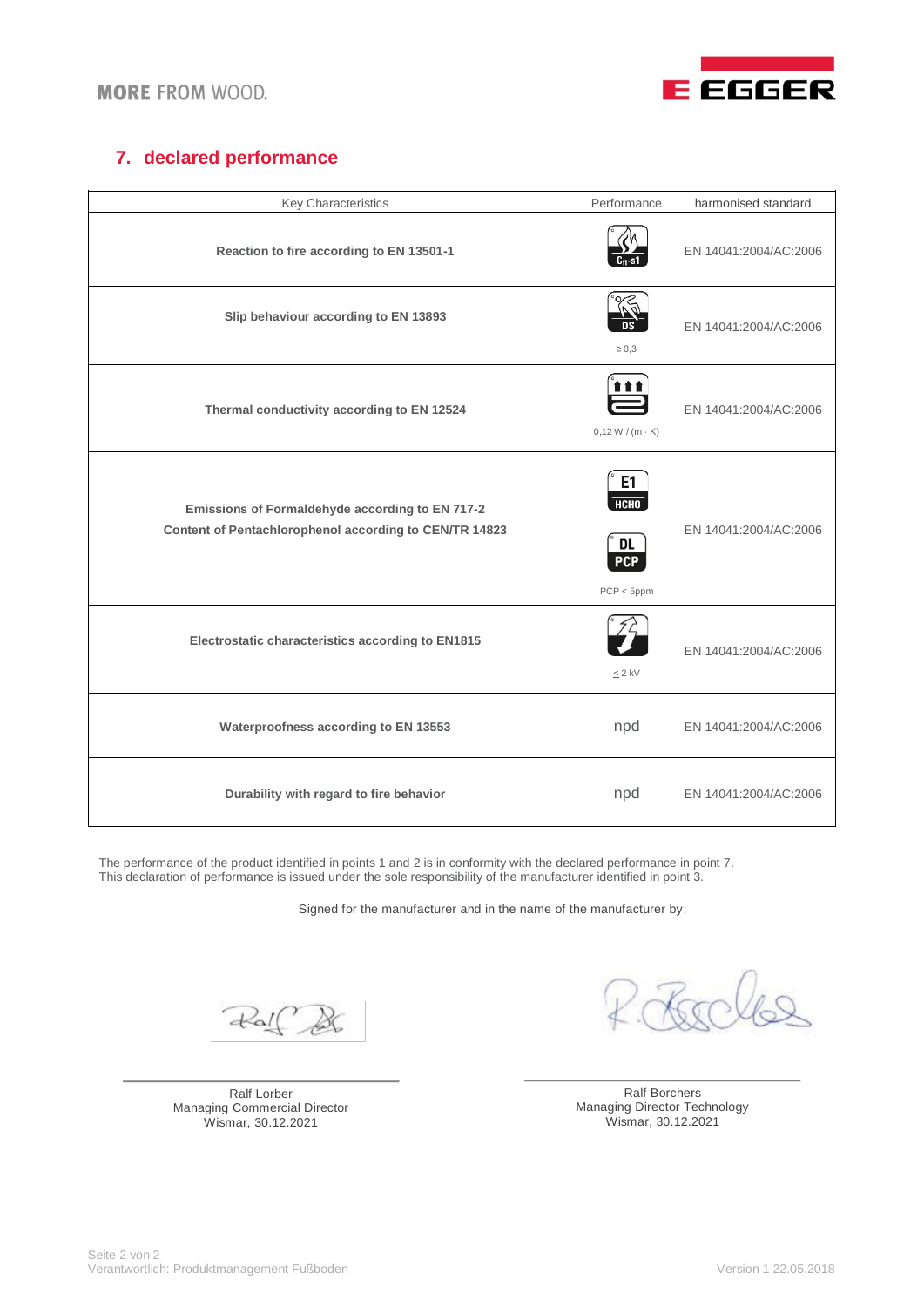## 7. declared performance

| Key Characteristics | Performance | harmonised standard |
|---|---|---|
| **Reaction to fire according to EN 13501-1** | $C_{fl}$-s1 | EN 14041:2004/AC:2006 |
| **Slip behaviour according to EN 13893** | DS ≥ 0,3 | EN 14041:2004/AC:2006 |
| **Thermal conductivity according to EN 12524** | 0,12 W / (m · K) | EN 14041:2004/AC:2006 |
| **Emissions of Formaldehyde according to EN 717-2** **Content of Pentachlorophenol according to CEN/TR 14823** | E1 HCHO DL PCP PCP < 5ppm | EN 14041:2004/AC:2006 |
| **Electrostatic characteristics according to EN1815** | ≤ 2 kV | EN 14041:2004/AC:2006 |
| **Waterproofness according to EN 13553** | npd | EN 14041:2004/AC:2006 |
| **Durability with regard to fire behavior** | npd | EN 14041:2004/AC:2006 |

The performance of the product identified in points 1 and 2 is in conformity with the declared performance in point 7.
This declaration of performance is issued under the sole responsibility of the manufacturer identified in point 3.

Signed for the manufacturer and in the name of the manufacturer by:

Ralf Lorber
Managing Commercial Director
Wismar, 30.12.2021

Ralf Borchers
Managing Director Technology
Wismar, 30.12.2021